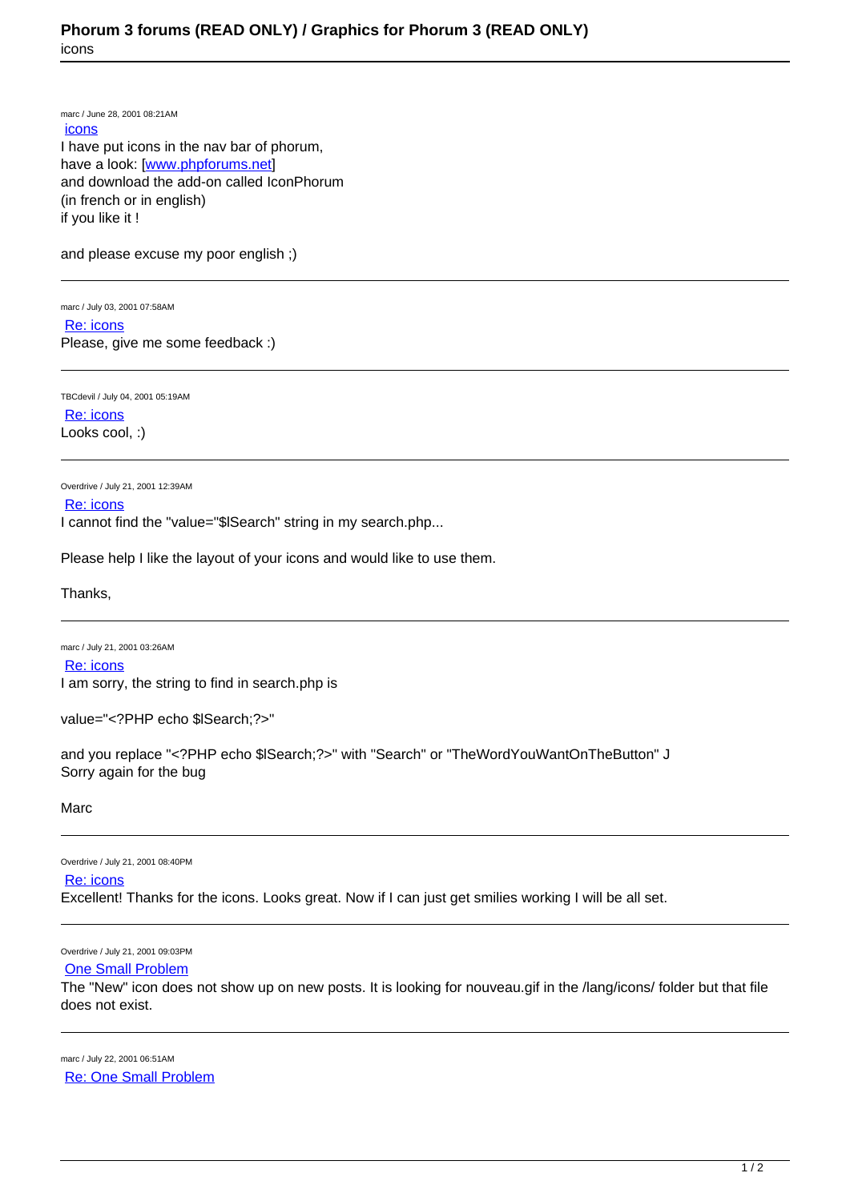# Phorum 3 forums (READ ONLY) / Graphics for Phorum 3 (READ ONLY)

icons

---

marc / June 28, 2001 08:21AM

**icons**

I have put icons in the nav bar of phorum,
have a look: [www.phpforums.net]
and download the add-on called IconPhorum
(in french or in english)
if you like it !

and please excuse my poor english ;)

---

marc / July 03, 2001 07:58AM

**Re: icons**

Please, give me some feedback :)

---

TBCdevil / July 04, 2001 05:19AM

**Re: icons**

Looks cool, :)

---

Overdrive / July 21, 2001 12:39AM

**Re: icons**

I cannot find the "value="$lSearch" string in my search.php...

Please help I like the layout of your icons and would like to use them.

Thanks,

---

marc / July 21, 2001 03:26AM

**Re: icons**

I am sorry, the string to find in search.php is

value="<?PHP echo $lSearch;?>"

and you replace "<?PHP echo $lSearch;?>" with "Search" or "TheWordYouWantOnTheButton" J
Sorry again for the bug

Marc

---

Overdrive / July 21, 2001 08:40PM

**Re: icons**

Excellent! Thanks for the icons. Looks great. Now if I can just get smilies working I will be all set.

---

Overdrive / July 21, 2001 09:03PM

**One Small Problem**

The "New" icon does not show up on new posts. It is looking for nouveau.gif in the /lang/icons/ folder but that file does not exist.

---

marc / July 22, 2001 06:51AM

**Re: One Small Problem**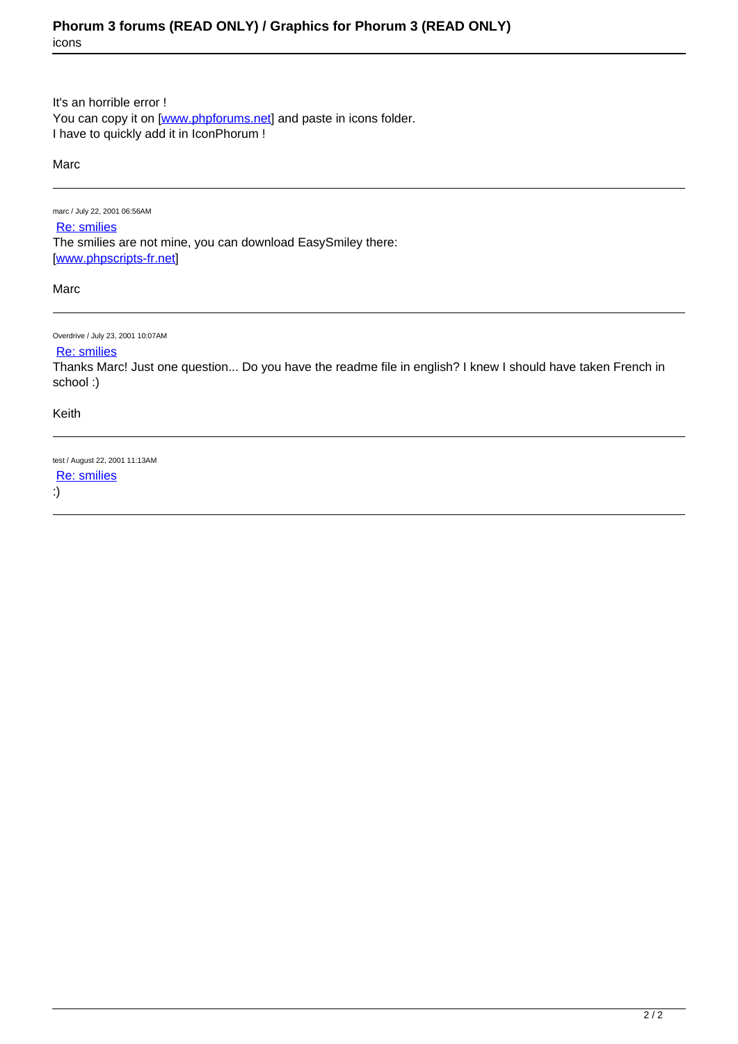It's an horrible error !
You can copy it on [www.phpforums.net] and paste in icons folder.
I have to quickly add it in IconPhorum !

Marc

---

marc / July 22, 2001 06:56AM

Re: smilies

The smilies are not mine, you can download EasySmiley there:
[www.phpscripts-fr.net]

Marc

---

Overdrive / July 23, 2001 10:07AM

Re: smilies

Thanks Marc! Just one question... Do you have the readme file in english? I knew I should have taken French in school :)

Keith

---

test / August 22, 2001 11:13AM

Re: smilies

:)

---